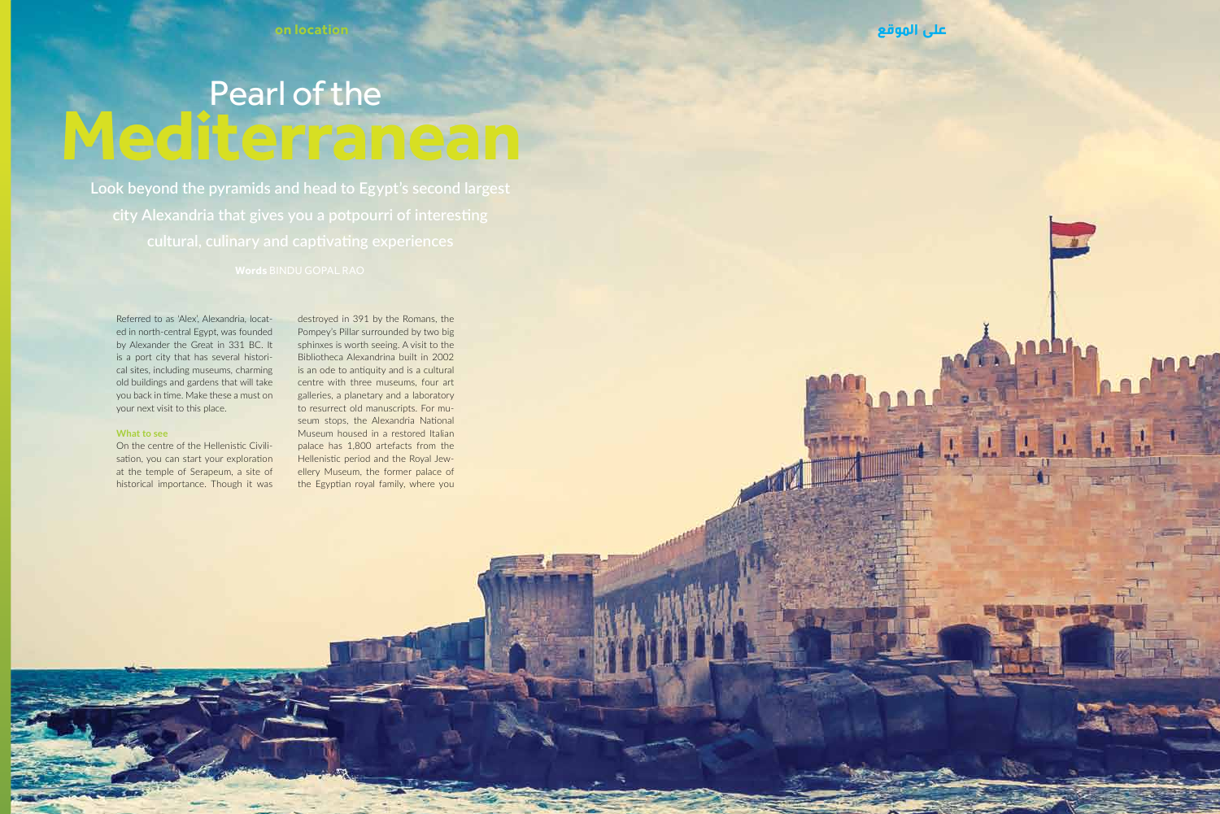# Pearl of the Mediterranean

**Look beyond the pyramids and head to Egypt's second largest city Alexandria that gives you a potpourri of interesting cultural, culinary and captivating experiences**

**Words** BINDU GOPAL RAO

Referred to as 'Alex', Alexandria, located in north-central Egypt, was founded by Alexander the Great in 331 BC. It is a port city that has several historical sites, including museums, charming old buildings and gardens that will take you back in time. Make these a must on your next visit to this place.

### What to see

On the centre of the Hellenistic Civilisation, you can start your exploration at the temple of Serapeum, a site of historical importance. Though it was destroyed in 391 by the Romans, the Pompey's Pillar surrounded by two big sphinxes is worth seeing. A visit to the Bibliotheca Alexandrina built in 2002 is an ode to antiquity and is a cultural centre with three museums, four art galleries, a planetary and a laboratory to resurrect old manuscripts. For museum stops, the Alexandria National Museum housed in a restored Italian palace has 1,800 artefacts from the Hellenistic period and the Royal Jewellery Museum, the former palace of the Egyptian royal family, where you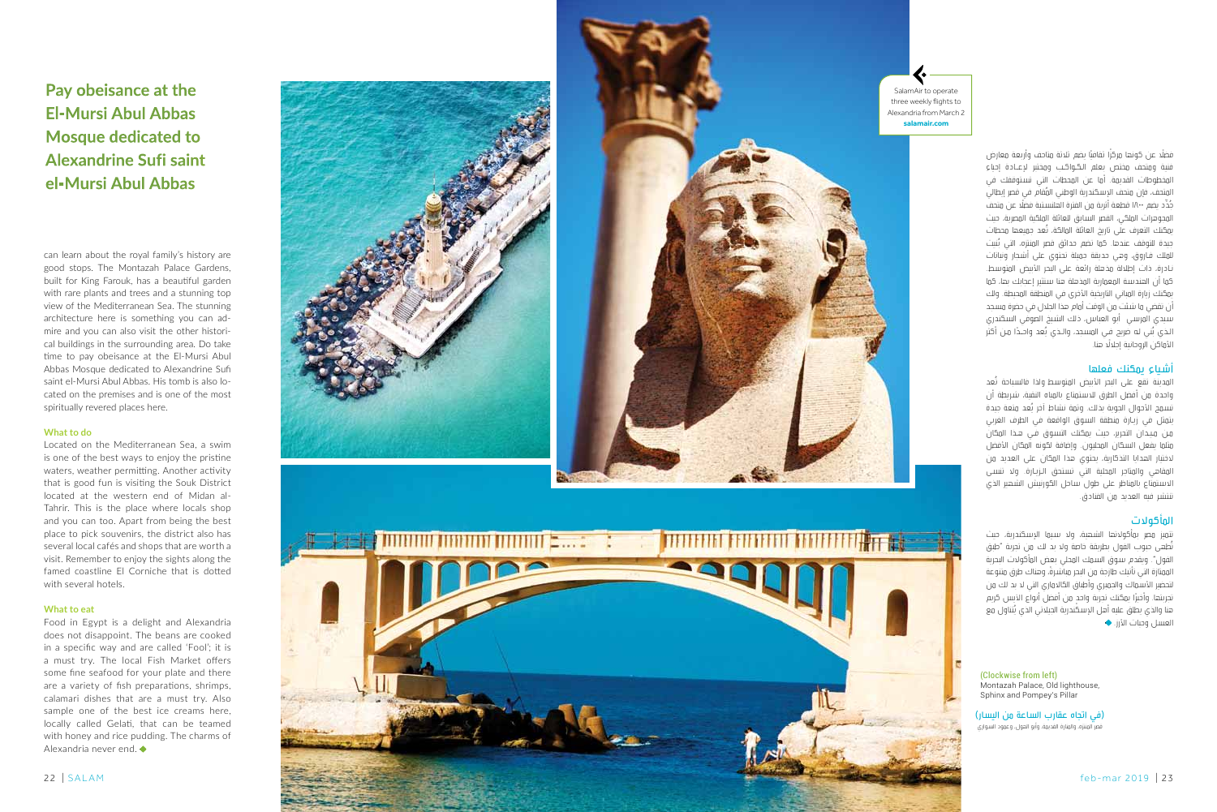## Pay obeisance at the El-Mursi Abul Abbas Mosque dedicated to Alexandrine Sufi saint el-Mursi Abul Abbas

can learn about the royal family's history are good stops. The Montazah Palace Gardens, built for King Farouk, has a beautiful garden with rare plants and trees and a stunning top view of the Mediterranean Sea. The stunning architecture here is something you can admire and you can also visit the other historical buildings in the surrounding area. Do take time to pay obeisance at the El-Mursi Abul Abbas Mosque dedicated to Alexandrine Sufi saint el-Mursi Abul Abbas. His tomb is also located on the premises and is one of the most spiritually revered places here.

### What to do

Located on the Mediterranean Sea, a swim is one of the best ways to enjoy the pristine waters, weather permitting. Another activity that is good fun is visiting the Souk District located at the western end of Midan al-Tahrir. This is the place where locals shop and you can too. Apart from being the best place to pick souvenirs, the district also has several local cafés and shops that are worth a visit. Remember to enjoy the sights along the famed coastline El Corniche that is dotted with several hotels.

### What to eat

Food in Egypt is a delight and Alexandria does not disappoint. The beans are cooked in a specific way and are called 'Fool'; it is a must try. The local Fish Market offers some fine seafood for your plate and there are a variety of fish preparations, shrimps, calamari dishes that are a must try. Also sample one of the best ice creams here, locally called Gelati, that can be teamed with honey and rice pudding. The charms of Alexandria never end. ◆

SalamAir to operate three weekly flights to Alexandria from March 2
**salamair.com**

فضلًا عن كونها مركزًا ثقافيًا يضم ثلاثة متاحف وأربعة معارض فنية ومتحف مختص بعلم الكواكب ومختبر لإعادة إحياء المخطوطات القديمة. أما عن المحطات التي تستوقفك في المتحف، فإن متحف الإسكندرية الوطني المُقام في قصر إيطالي جُدِّد يضم ١٨٠٠ قطعة أثرية من الحقبة الهلنستية فضلًا عن متحف المجوهرات الملكي، القصر السابق للعائلة الملكية المصرية، حيث يمكنك التعرف على تاريخ العائلة المالكة، تُعد جميعها محطات جيدة للتوقف عندها. كما تضم حدائق قصر المنتزه، التي بُنيت للملك فاروق، وهي حديقة جميلة تحتوي على أشجار ونباتات نادرة، ذات إطلالة مذهلة رائعة على البحر الأبيض المتوسط. كما أن الهندسة المعمارية المذهلة هنا ستثير إعجابك بها، كما يمكنك زيارة المباني التاريخية الأخرى في المنطقة المحيطة. ولابد أن تمضي ما تشتهي من الوقت أمام هذا الجلال في حضرة مسجد سيدي المرسي أبو العباس، ذلك الشيخ الصوفي السكندري الذي بُني له ضريح في المسجد، والذي يُعد واحدًا من أكثر الأماكن الروحانية إجلالًا هنا.

### أشياء يمكنك فعلها

المدينة تقع على البحر الأبيض المتوسط ولذا فالسباحة تُعد واحدة من أفضل الطرق للاستمتاع بالمياه النقية، شريطة أن تسمح الأحوال الجوية بذلك. وثمة نشاط آخر يُعد متعة جيدة يتمثل في زيارة منطقة السوق الواقعة في الطرف الغربي من ميدان التحرير، حيث يمكنك التسوق في هذا المكان مثلما يفعل السكان المحليون. وإضافة لكونه المكان الأفضل لاختيار الهدايا التذكارية، يحتوي هذا المكان على العديد من المقاهي والمتاجر المحلية التي تستحق الزيارة. ولا تنسى الاستمتاع بالمناظر على طول ساحل الكورنيش الشهير الذي تنتشر فيه العديد من الفنادق.

### المأكولات

تتميز مصر بمأكولاتها الشهية، ولا سيما الإسكندرية، حيث تُطهى حبوب الفول بطريقة خاصة ولا بد لك من تجربة "طبق الفول". ويقدم سوق السمك المحلي بعض المأكولات البحرية الممتازة التي تأتيك طازجة من البحر مباشرةً، وهناك طرق متنوعة لتحضير الأسماك والجمبري وأطباق الكاليماري التي لا بد لك من تجربتها. وأخيرًا يمكنك تجربة واحد من أفضل أنواع الآيس كريم هنا والذي يطلق عليه أهل الإسكندرية الجيلاتي الذي يُتناول مع العسل وحلاب الأرز. ◆

(Clockwise from left)
Montazah Palace, Old lighthouse, Sphinx and Pompey's Pillar

(في اتجاه عقارب الساعة من اليسار)
قصر المنتزه، والمنارة القديمة، وأبو الهول، وعمود السواري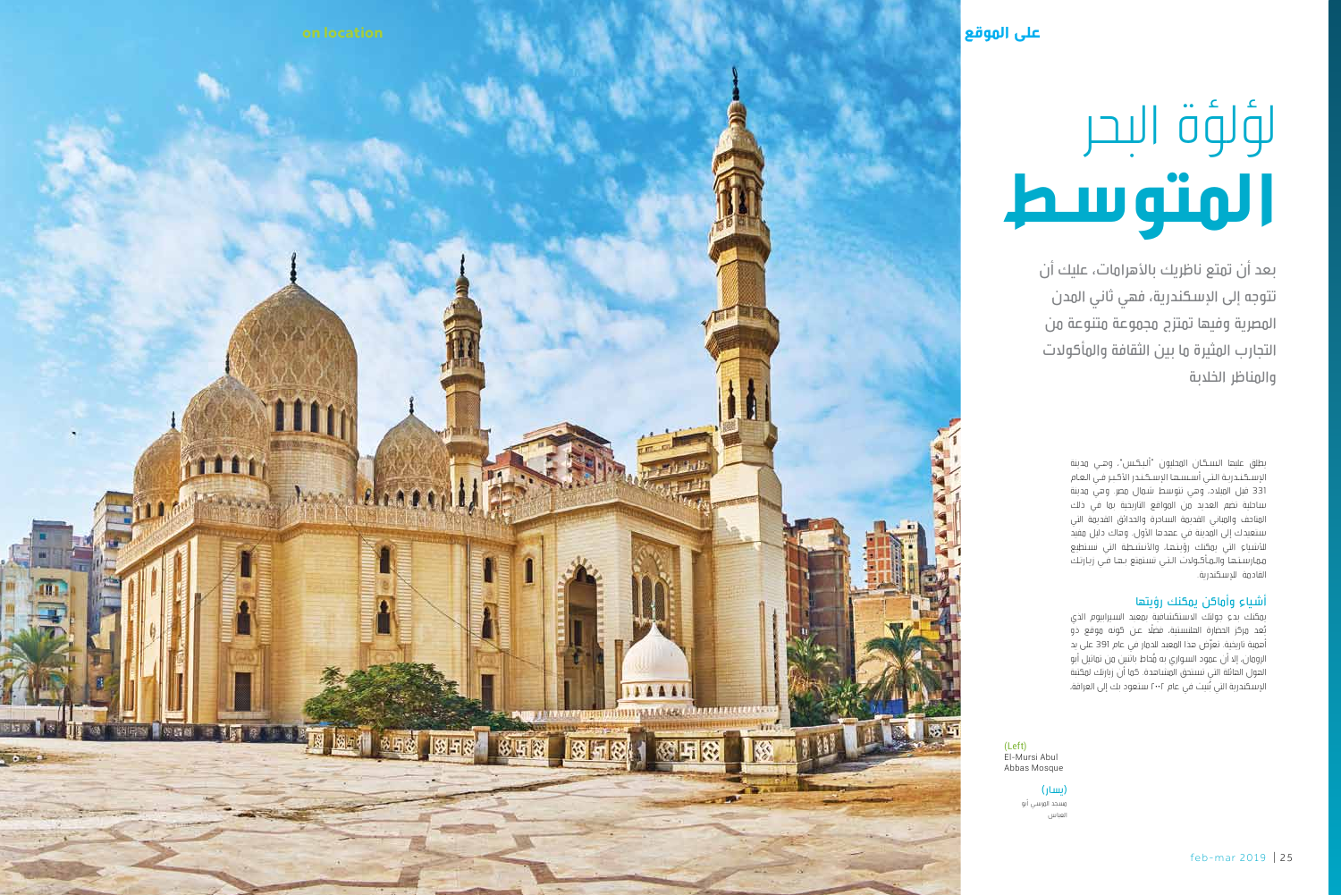# لؤلؤة البحر **المتوسط**

بعد أن تمتع ناظريك بالأهرامات، عليك أن تتوجه إلى الإسكندرية، فهي ثاني المدن المصرية وفيها تمتزج مجموعة متنوعة من التجارب المثيرة ما بين الثقافة والمأكولات والمناظر الخلابة

يطلق عليها السكان المحليون "أليكس". وهي مدينة الإسكندرية التي أسسها الإسكندر الأكبر في العام 331 قبل الميلاد. وهي تتوسط شمال مصر وهي مدينة ساحلية تضم العديد من المواقع التاريخية بما في ذلك المتاحف والمباني القديمة الساحرة والحدائق القديمة التي ستعيدك إلى المدينة في عهدها الأول. وهاك دليل مفيد للأشياء التي يمكنك رؤيتها، والأنشطة التي ستطيع ممارستها والمأكولات التي ستتمتع بها في زيارتك القادمة للإسكندرية.

## أشياء وأماكن يمكنك رؤيتها

يمكنك بدء جولتك الاستكشافية بمعبد السيرابيوم الذي يُعد مركز الحضارة الهلنستية، فضلًا عن كونه موقع ذو أهمية تاريخية. تعرّض هذا المعبد للدمار في عام 391 على يد الرومان، إلا أن عمود السواري به مُحاط بانيس من تماثيل أبو الهول الفائقة التي تستحق المشاهدة. كما أن زيارتك لمكتبة الإسكندرية التي بُنيت في عام ٢٠٠٢ ستعود بك إلى العراقة.

(Left)
El-Mursi Abul Abbas Mosque

(يسار)
مسجد المرسي أبو العباس